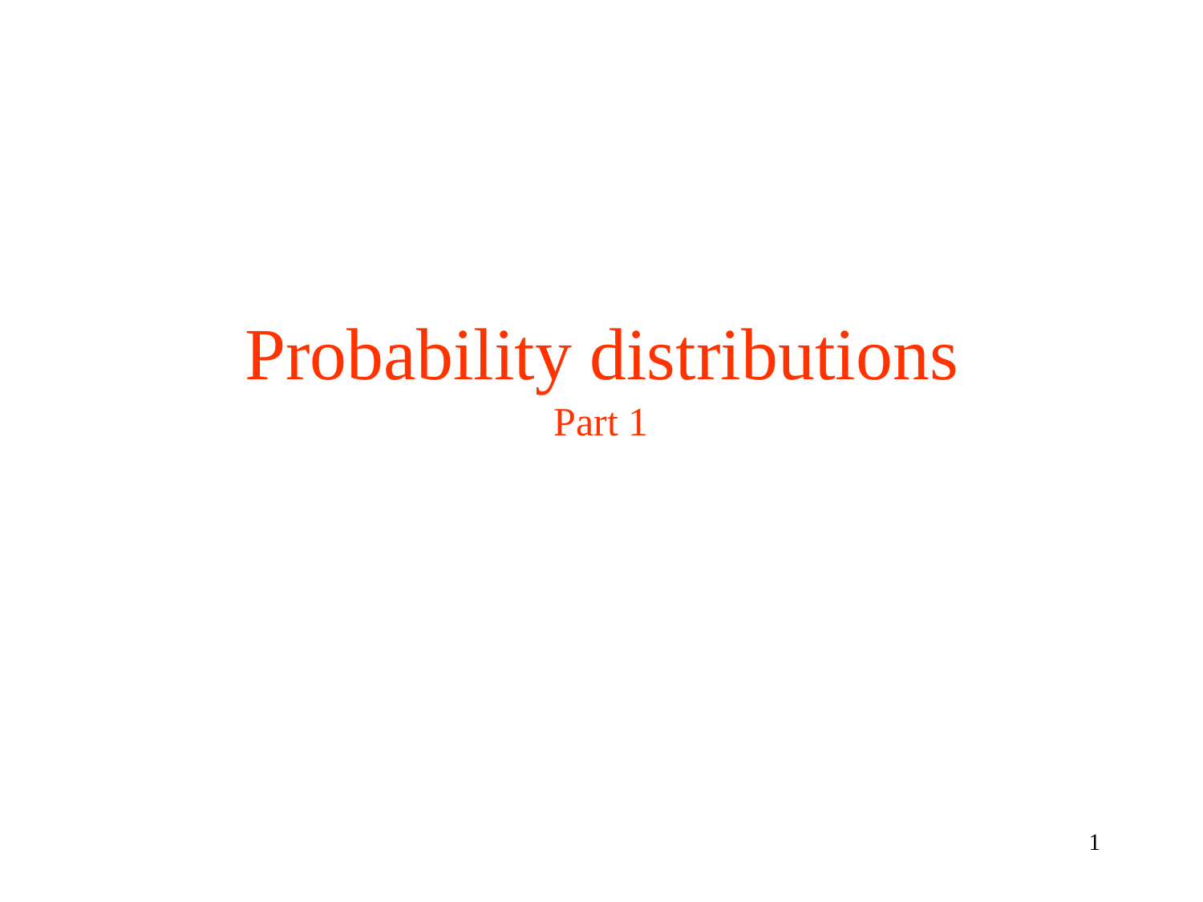# Probability distributions

## Part 1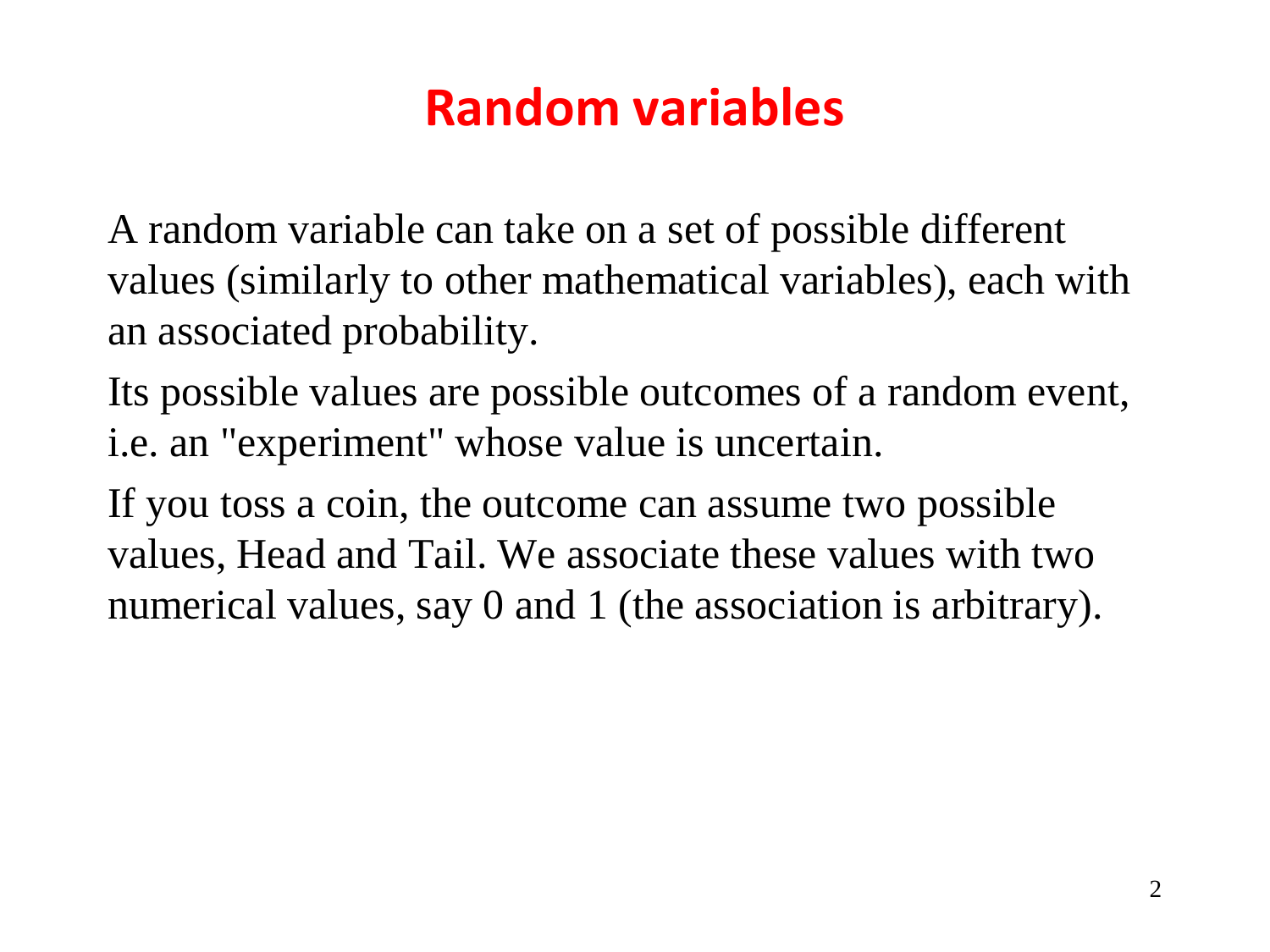# Random variables

A random variable can take on a set of possible different values (similarly to other mathematical variables), each with an associated probability.

Its possible values are possible outcomes of a random event, i.e. an "experiment" whose value is uncertain.

If you toss a coin, the outcome can assume two possible values, Head and Tail. We associate these values with two numerical values, say 0 and 1 (the association is arbitrary).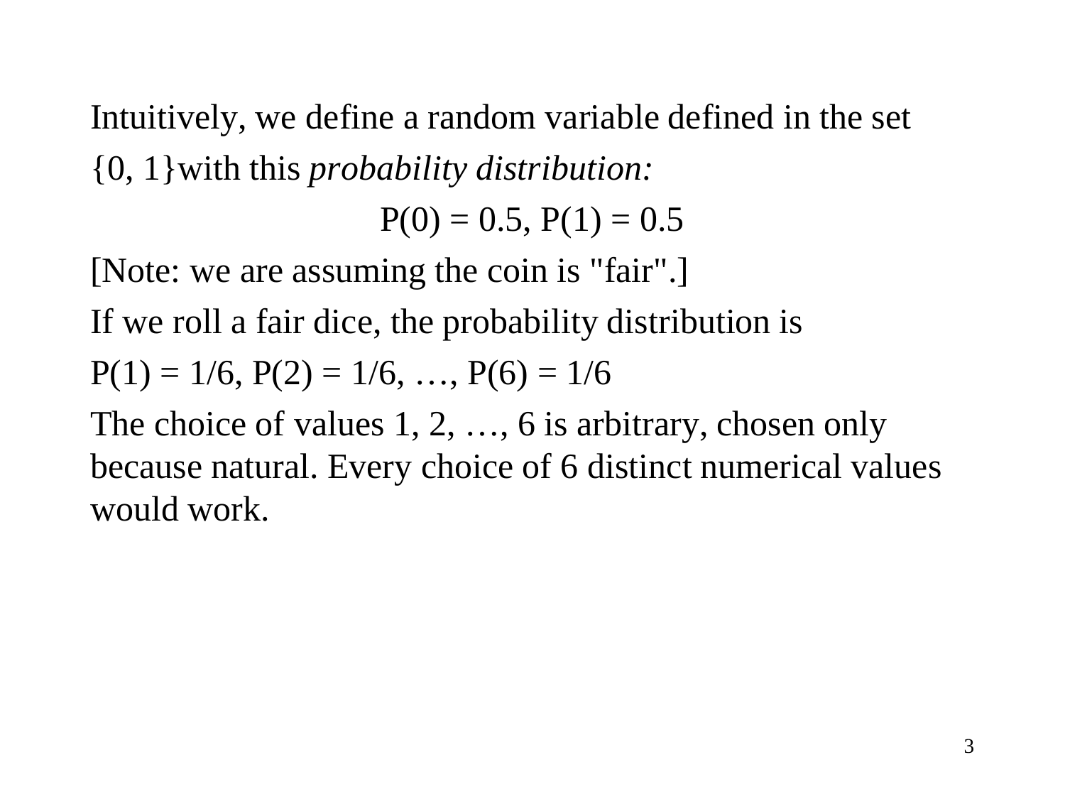Intuitively, we define a random variable defined in the set

{0, 1}with this *probability distribution:*

$$P(0) = 0.5, P(1) = 0.5$$

[Note: we are assuming the coin is "fair".]

If we roll a fair dice, the probability distribution is

$P(1) = 1/6$, $P(2) = 1/6$, …, $P(6) = 1/6$

The choice of values 1, 2, …, 6 is arbitrary, chosen only because natural. Every choice of 6 distinct numerical values would work.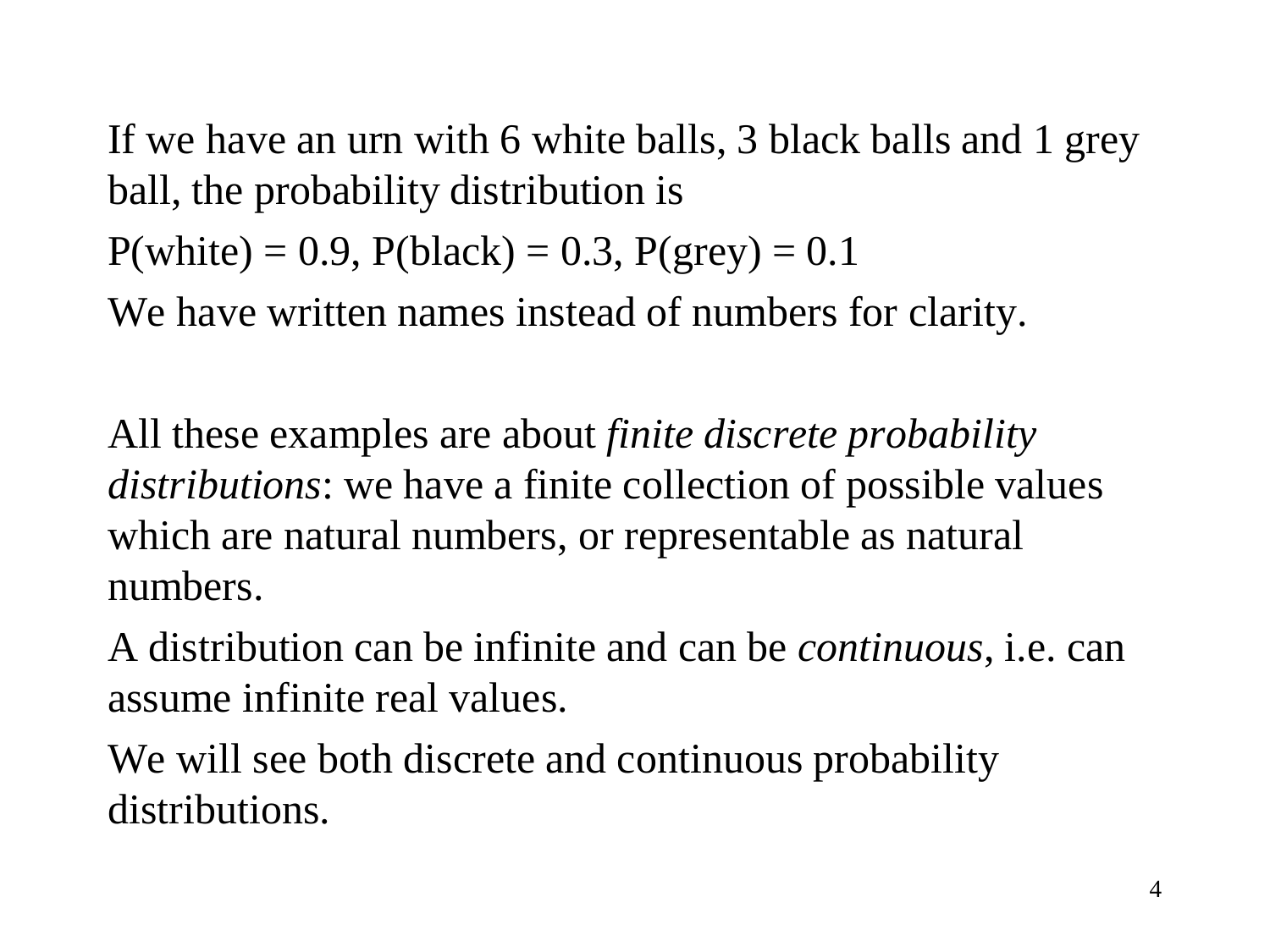If we have an urn with 6 white balls, 3 black balls and 1 grey ball, the probability distribution is

P(white) = 0.9, P(black) = 0.3, P(grey) = 0.1

We have written names instead of numbers for clarity.

All these examples are about *finite discrete probability distributions*: we have a finite collection of possible values which are natural numbers, or representable as natural numbers.

A distribution can be infinite and can be *continuous*, i.e. can assume infinite real values.

We will see both discrete and continuous probability distributions.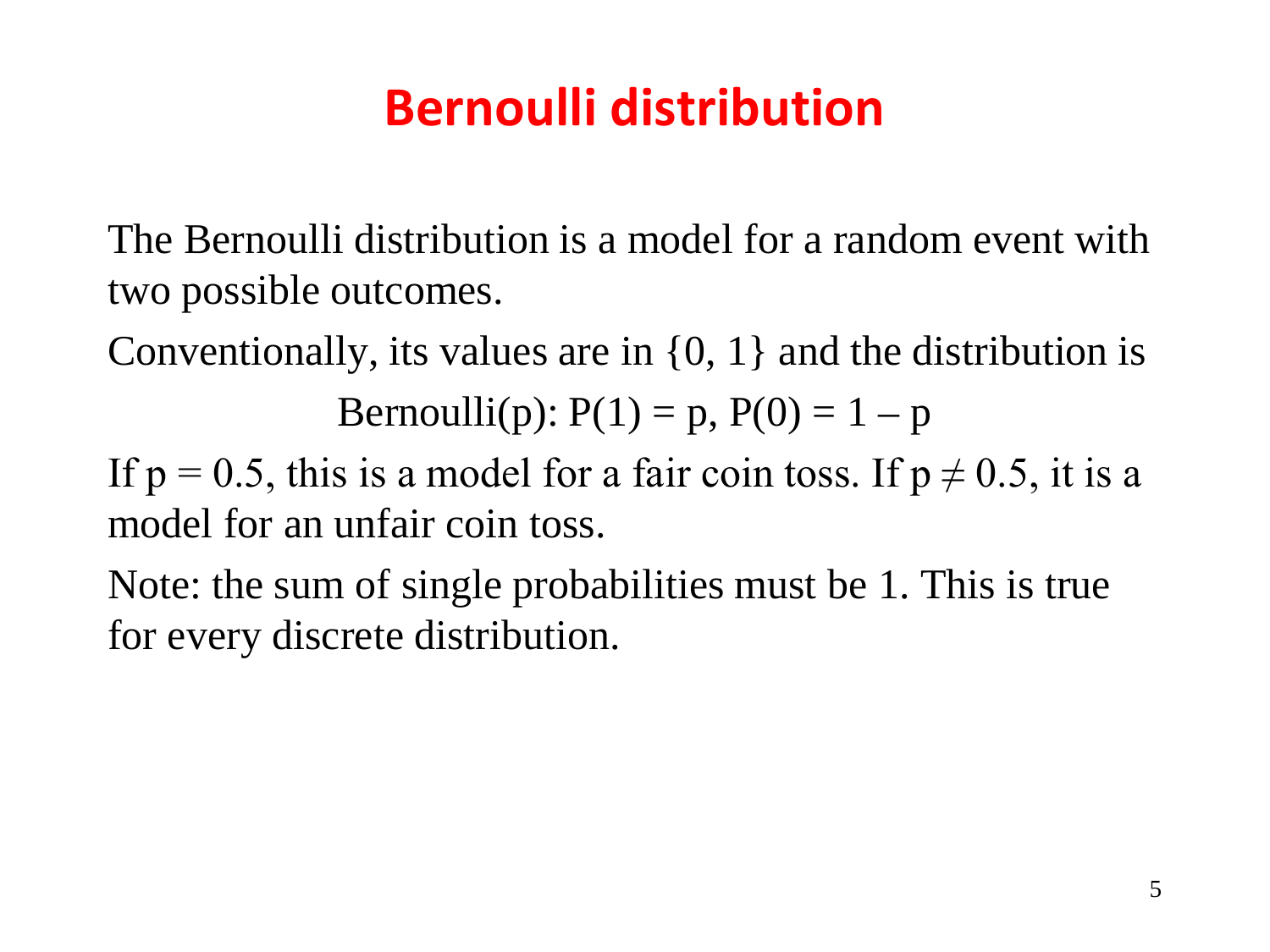# Bernoulli distribution

The Bernoulli distribution is a model for a random event with two possible outcomes.

Conventionally, its values are in $\{0, 1\}$ and the distribution is

$$\text{Bernoulli}(p): P(1) = p, P(0) = 1 - p$$

If $p = 0.5$, this is a model for a fair coin toss. If $p \neq 0.5$, it is a model for an unfair coin toss.

Note: the sum of single probabilities must be 1. This is true for every discrete distribution.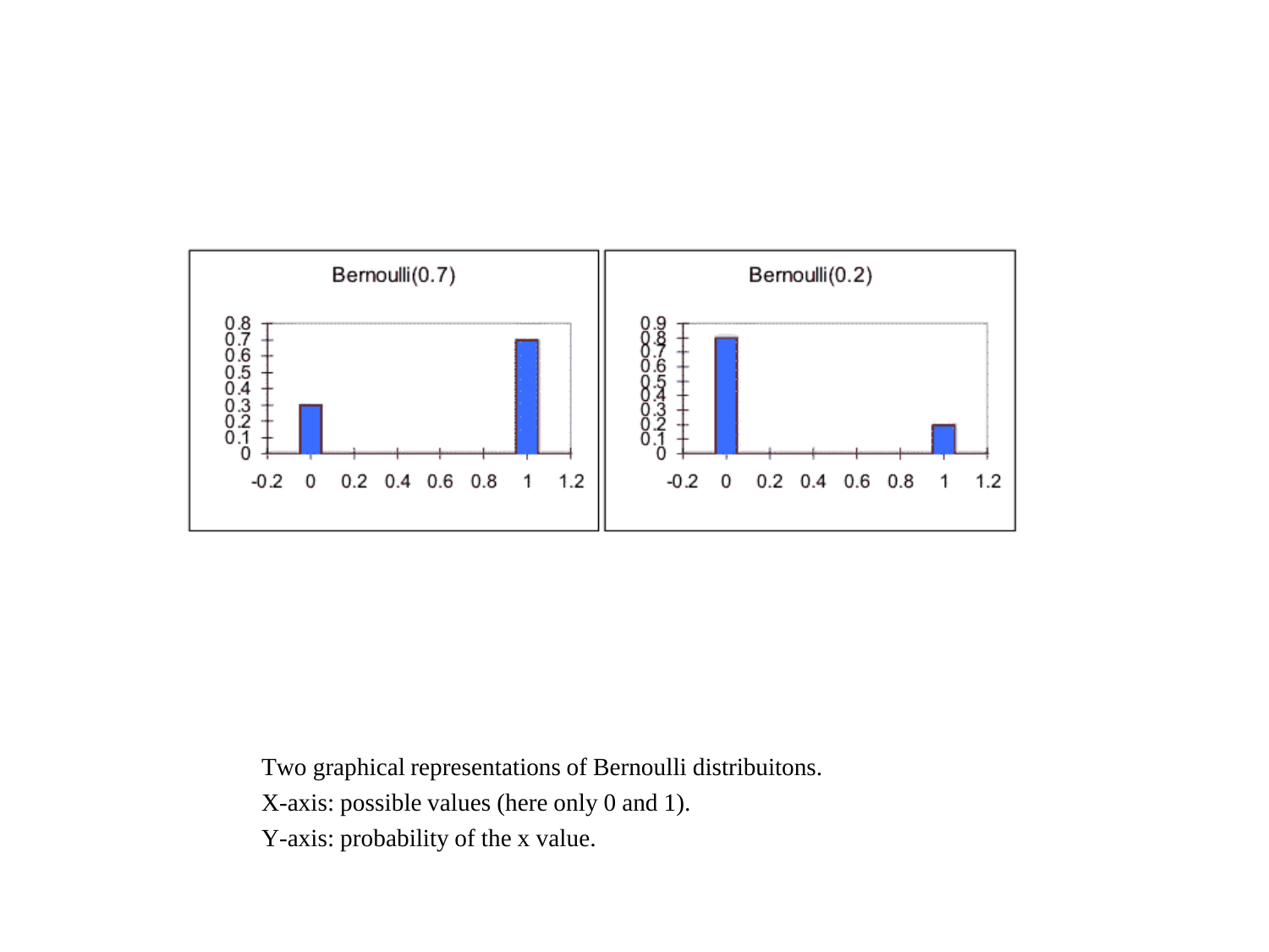Two graphical representations of Bernoulli distribuitons.

X-axis: possible values (here only 0 and 1).

Y-axis: probability of the x value.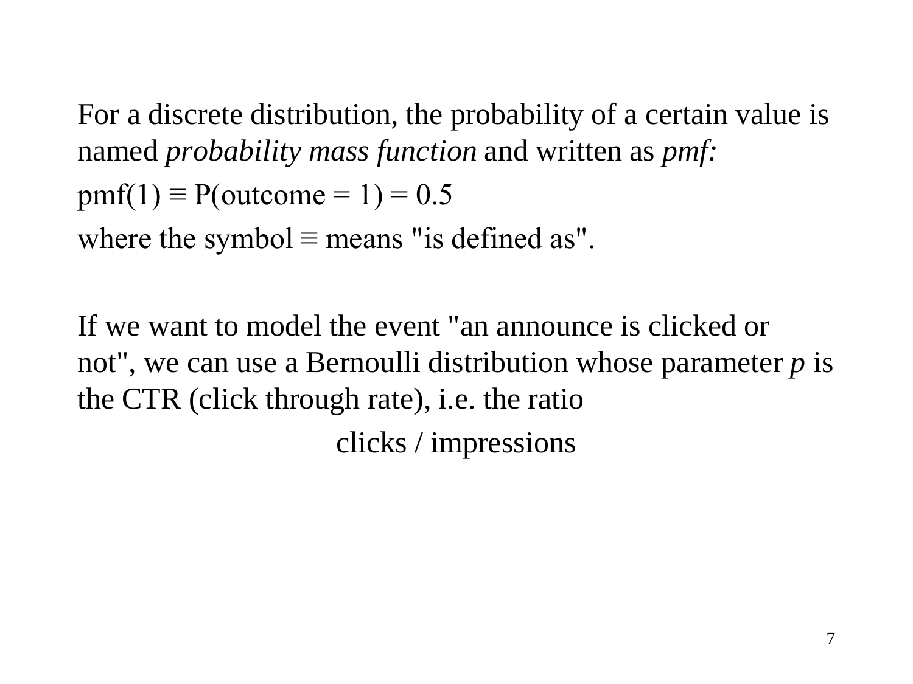For a discrete distribution, the probability of a certain value is named *probability mass function* and written as *pmf:*

pmf(1) ≡ P(outcome = 1) = 0.5

where the symbol ≡ means "is defined as".

If we want to model the event "an announce is clicked or not", we can use a Bernoulli distribution whose parameter *p* is the CTR (click through rate), i.e. the ratio

$$\text{clicks} \;/\; \text{impressions}$$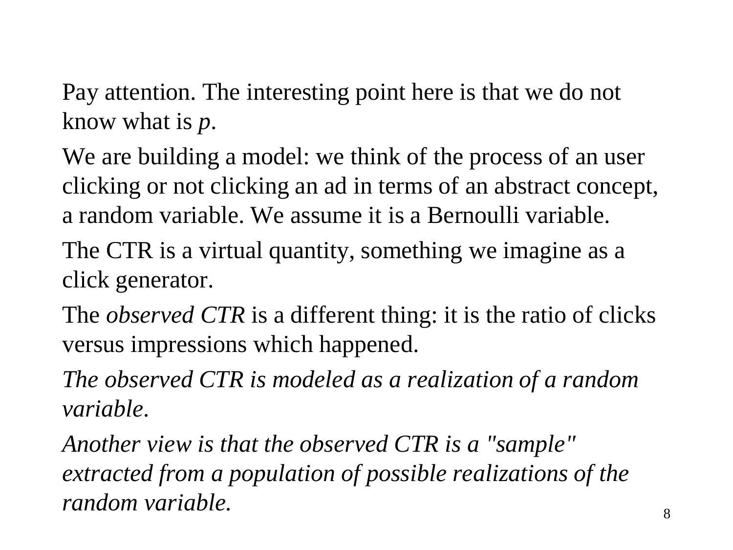Pay attention. The interesting point here is that we do not know what is $p$.

We are building a model: we think of the process of an user clicking or not clicking an ad in terms of an abstract concept, a random variable. We assume it is a Bernoulli variable.

The CTR is a virtual quantity, something we imagine as a click generator.

The *observed CTR* is a different thing: it is the ratio of clicks versus impressions which happened.

*The observed CTR is modeled as a realization of a random variable.*

*Another view is that the observed CTR is a "sample" extracted from a population of possible realizations of the random variable.*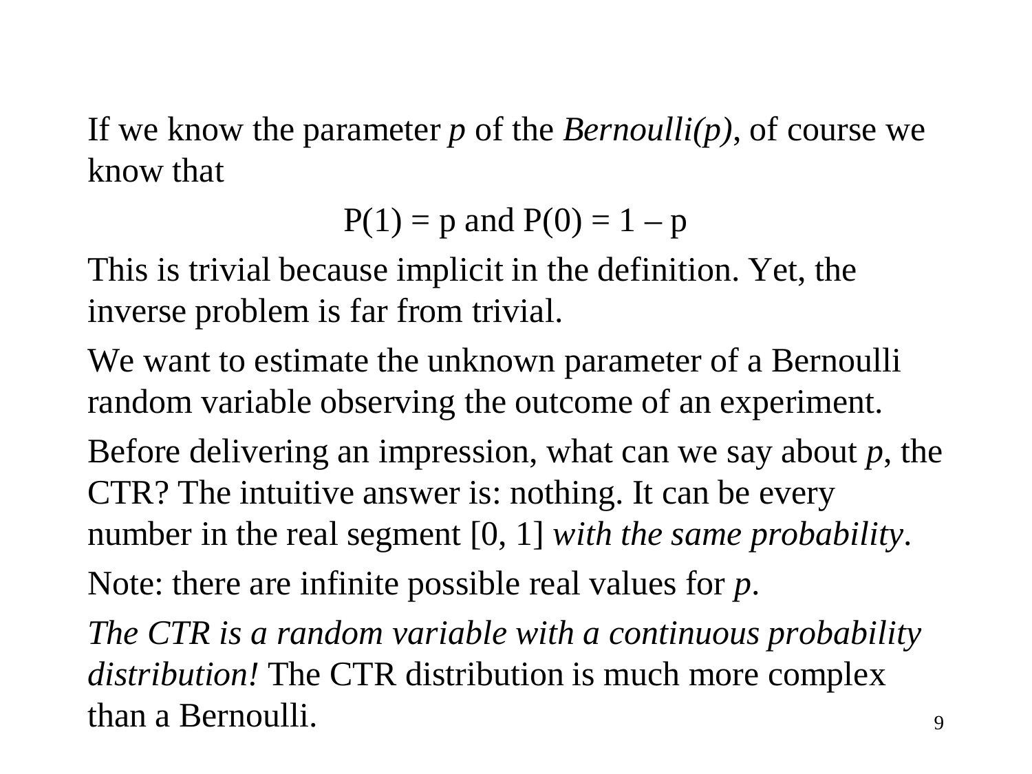If we know the parameter $p$ of the *Bernoulli(p)*, of course we know that

$$P(1) = p \text{ and } P(0) = 1 - p$$

This is trivial because implicit in the definition. Yet, the inverse problem is far from trivial.

We want to estimate the unknown parameter of a Bernoulli random variable observing the outcome of an experiment.

Before delivering an impression, what can we say about $p$, the CTR? The intuitive answer is: nothing. It can be every number in the real segment [0, 1] *with the same probability*.

Note: there are infinite possible real values for $p$.

*The CTR is a random variable with a continuous probability distribution!* The CTR distribution is much more complex than a Bernoulli.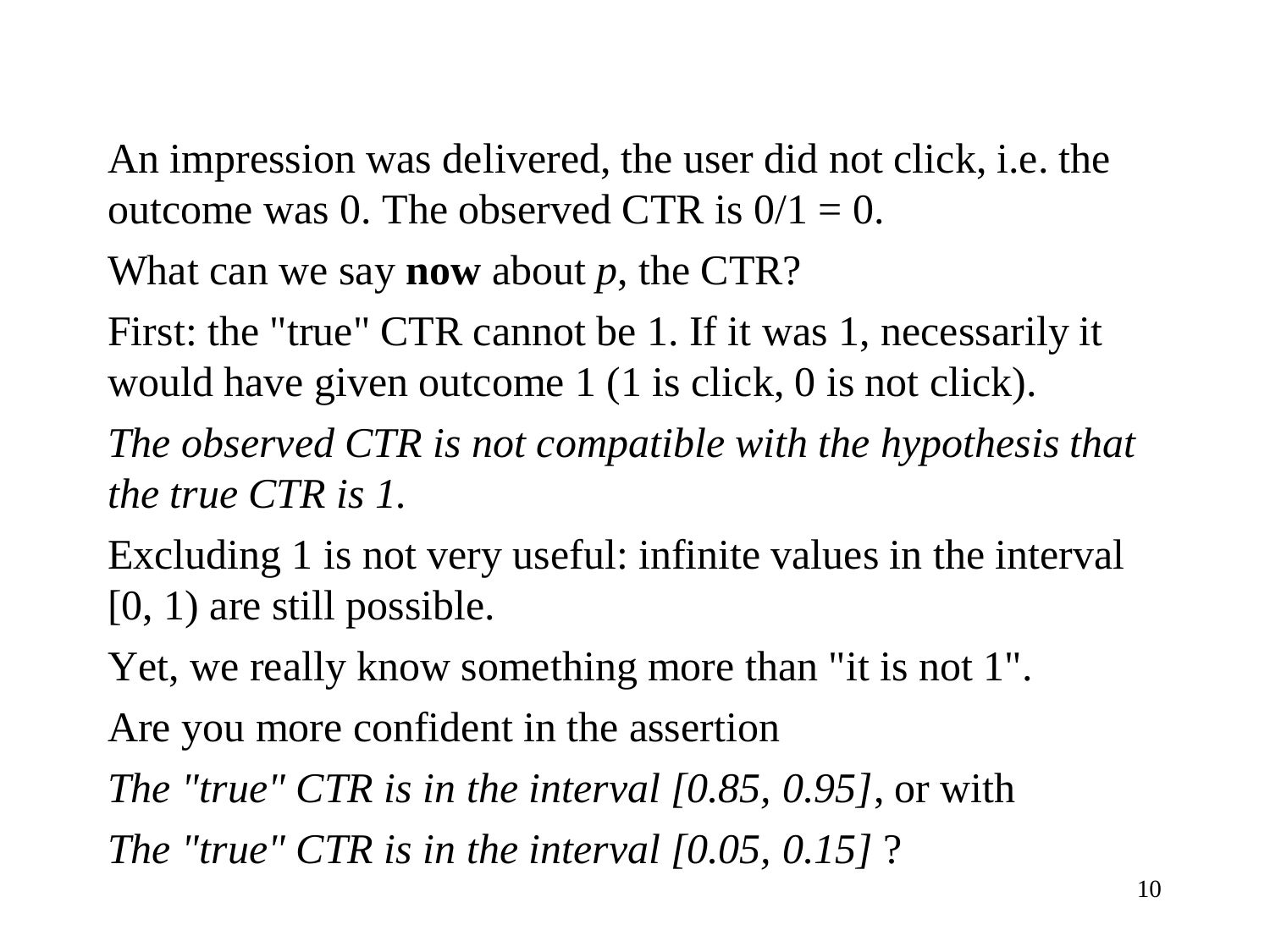An impression was delivered, the user did not click, i.e. the outcome was 0. The observed CTR is 0/1 = 0.

What can we say **now** about *p*, the CTR?

First: the "true" CTR cannot be 1. If it was 1, necessarily it would have given outcome 1 (1 is click, 0 is not click).

*The observed CTR is not compatible with the hypothesis that the true CTR is 1.*

Excluding 1 is not very useful: infinite values in the interval [0, 1) are still possible.

Yet, we really know something more than "it is not 1".

Are you more confident in the assertion

*The "true" CTR is in the interval [0.85, 0.95]*, or with

*The "true" CTR is in the interval [0.05, 0.15]* ?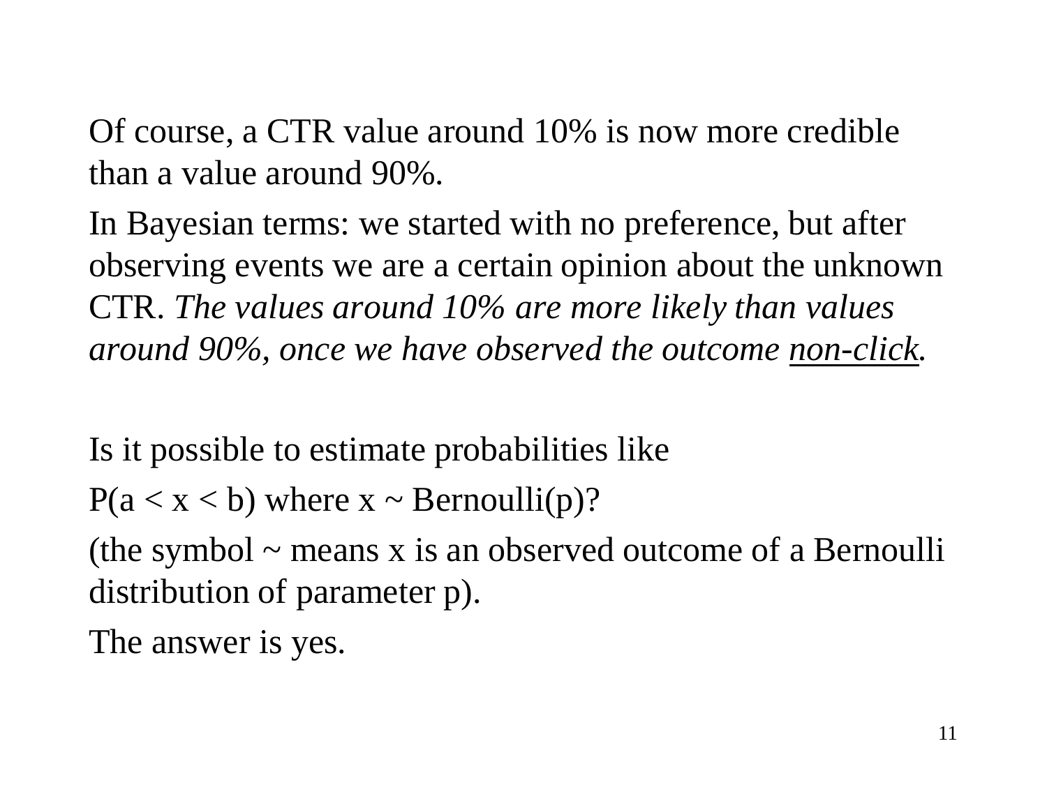Of course, a CTR value around 10% is now more credible than a value around 90%.

In Bayesian terms: we started with no preference, but after observing events we are a certain opinion about the unknown CTR. *The values around 10% are more likely than values around 90%, once we have observed the outcome non-click.*

Is it possible to estimate probabilities like

P(a < x < b) where x ~ Bernoulli(p)?

(the symbol ~ means x is an observed outcome of a Bernoulli distribution of parameter p).

The answer is yes.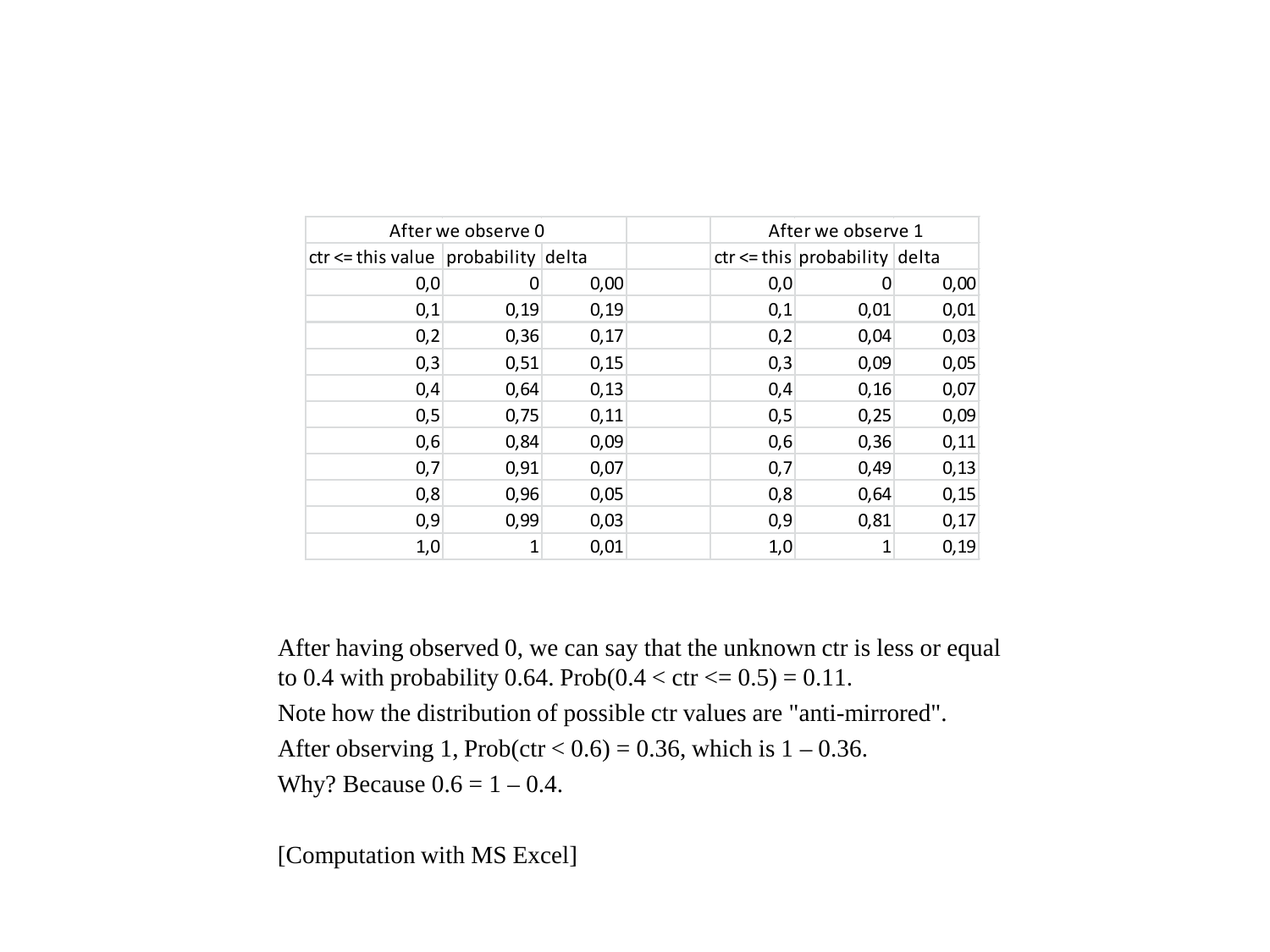| After we observe 0 | | | | After we observe 1 | | |
|---|---|---|---|---|---|---|
| ctr <= this value | probability | delta | | ctr <= this | probability | delta |
| 0,0 | 0 | 0,00 | | 0,0 | 0 | 0,00 |
| 0,1 | 0,19 | 0,19 | | 0,1 | 0,01 | 0,01 |
| 0,2 | 0,36 | 0,17 | | 0,2 | 0,04 | 0,03 |
| 0,3 | 0,51 | 0,15 | | 0,3 | 0,09 | 0,05 |
| 0,4 | 0,64 | 0,13 | | 0,4 | 0,16 | 0,07 |
| 0,5 | 0,75 | 0,11 | | 0,5 | 0,25 | 0,09 |
| 0,6 | 0,84 | 0,09 | | 0,6 | 0,36 | 0,11 |
| 0,7 | 0,91 | 0,07 | | 0,7 | 0,49 | 0,13 |
| 0,8 | 0,96 | 0,05 | | 0,8 | 0,64 | 0,15 |
| 0,9 | 0,99 | 0,03 | | 0,9 | 0,81 | 0,17 |
| 1,0 | 1 | 0,01 | | 1,0 | 1 | 0,19 |

After having observed 0, we can say that the unknown ctr is less or equal to 0.4 with probability 0.64. Prob(0.4 < ctr <= 0.5) = 0.11.

Note how the distribution of possible ctr values are "anti-mirrored".

After observing 1, Prob(ctr < 0.6) = 0.36, which is 1 – 0.36.

Why? Because 0.6 = 1 – 0.4.

[Computation with MS Excel]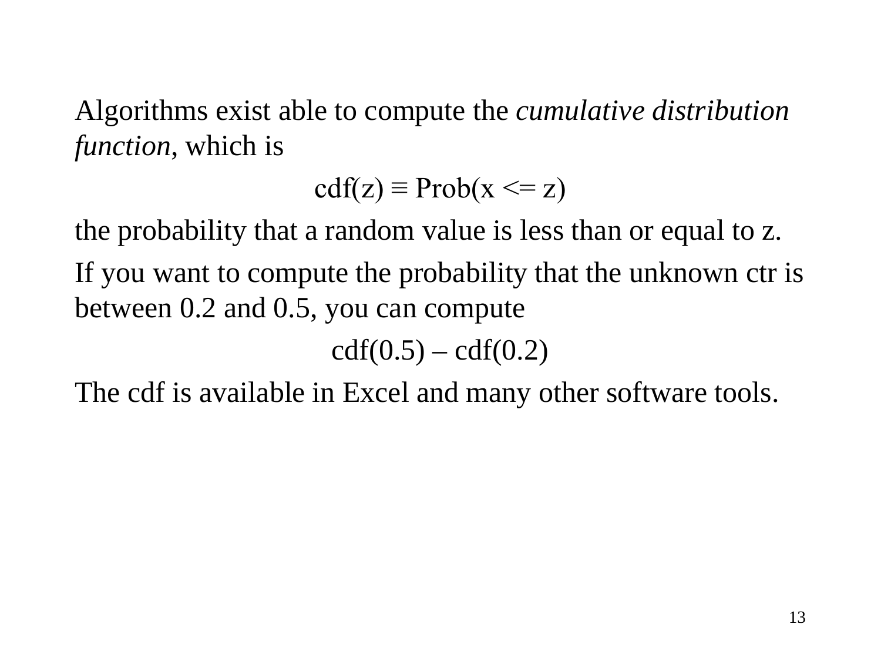Algorithms exist able to compute the *cumulative distribution function*, which is

$$\text{cdf}(z) \equiv \text{Prob}(x <= z)$$

the probability that a random value is less than or equal to z.

If you want to compute the probability that the unknown ctr is between 0.2 and 0.5, you can compute

$$\text{cdf}(0.5) - \text{cdf}(0.2)$$

The cdf is available in Excel and many other software tools.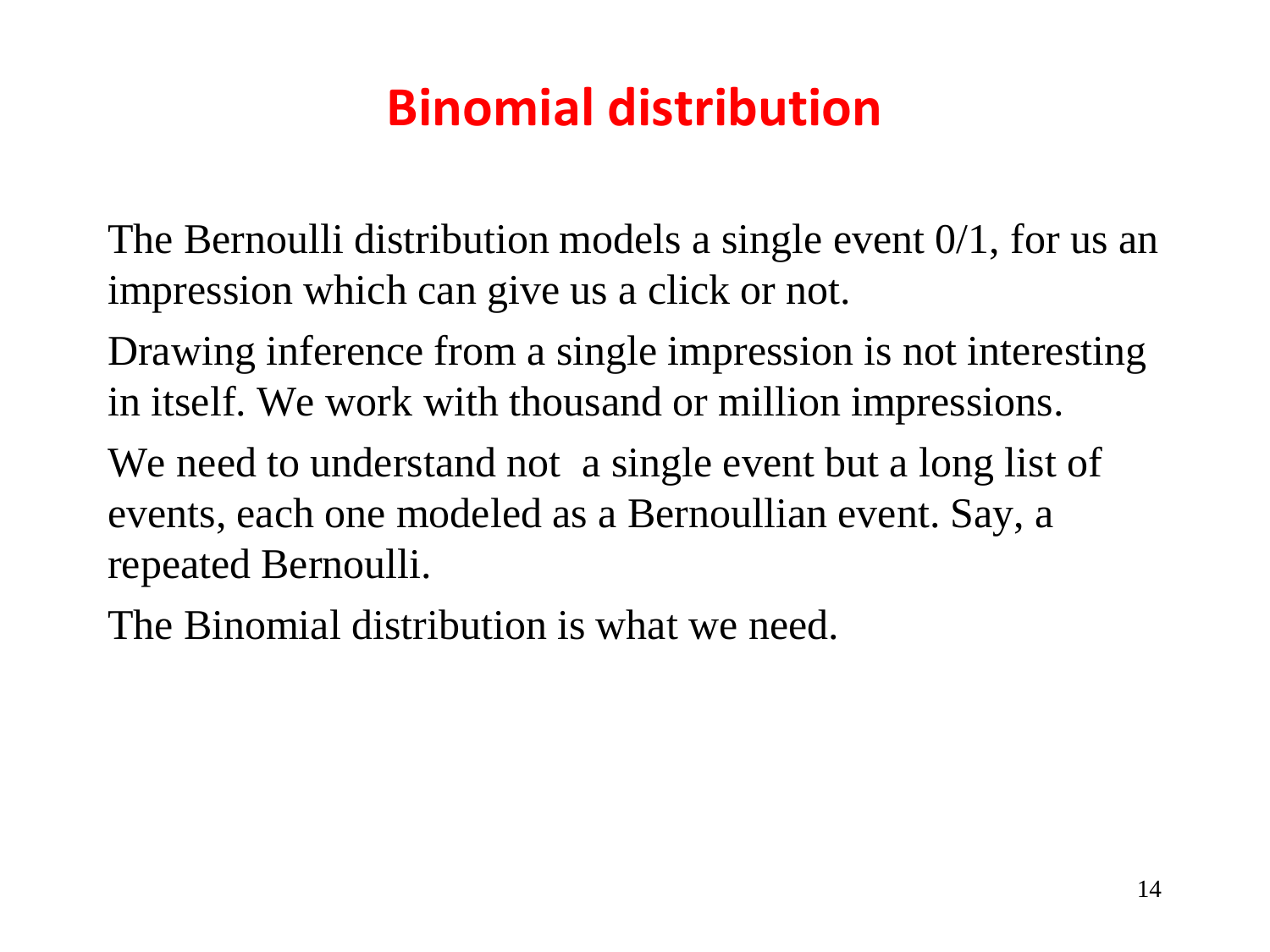# Binomial distribution

The Bernoulli distribution models a single event 0/1, for us an impression which can give us a click or not.

Drawing inference from a single impression is not interesting in itself. We work with thousand or million impressions.

We need to understand not  a single event but a long list of events, each one modeled as a Bernoullian event. Say, a repeated Bernoulli.

The Binomial distribution is what we need.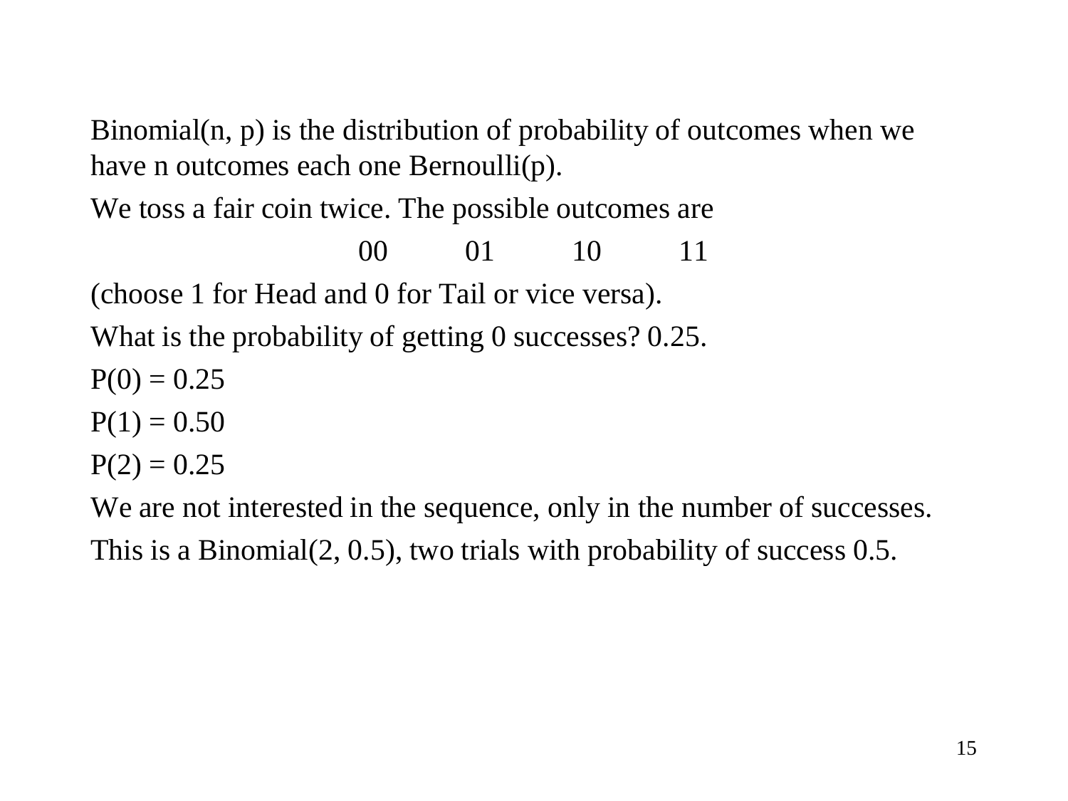Binomial(n, p) is the distribution of probability of outcomes when we have n outcomes each one Bernoulli(p).

We toss a fair coin twice. The possible outcomes are

00 01 10 11

(choose 1 for Head and 0 for Tail or vice versa).

What is the probability of getting 0 successes? 0.25.

$P(0) = 0.25$

$P(1) = 0.50$

$P(2) = 0.25$

We are not interested in the sequence, only in the number of successes.

This is a Binomial(2, 0.5), two trials with probability of success 0.5.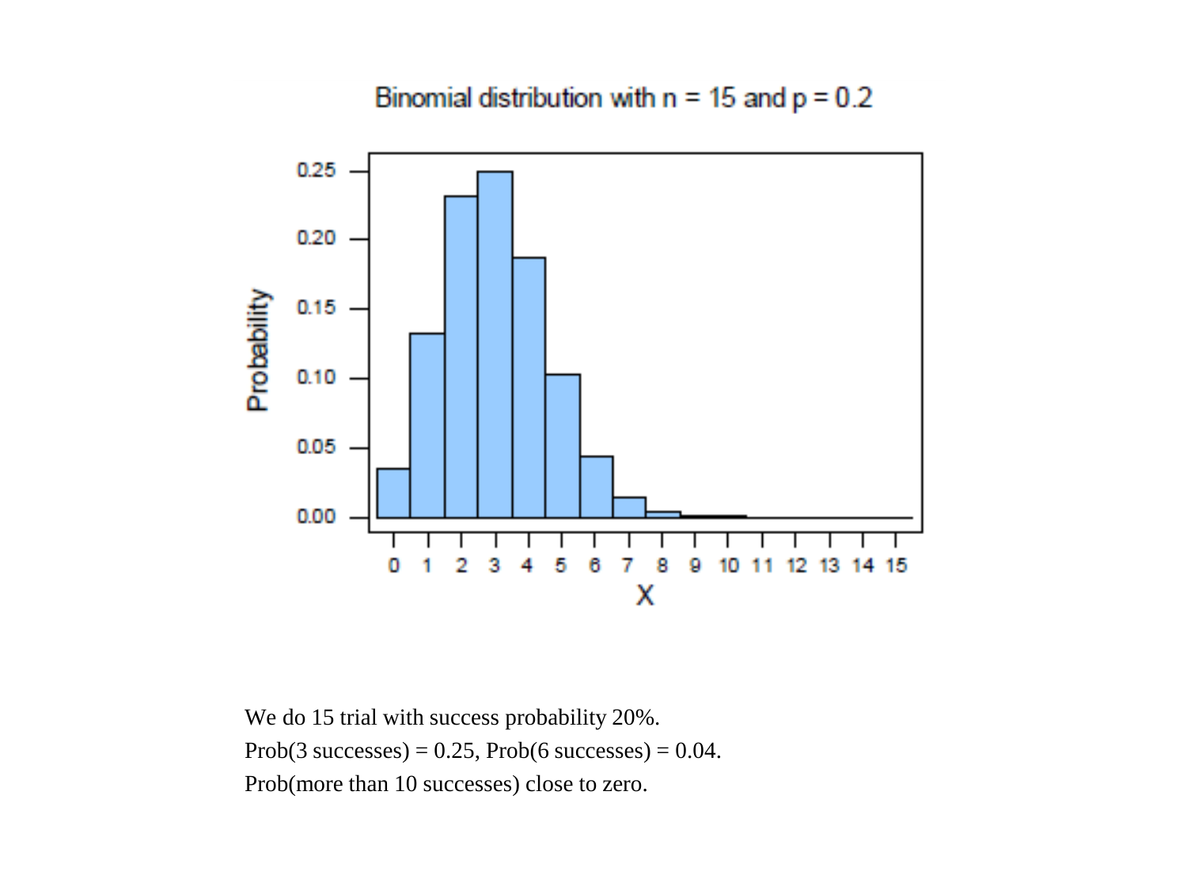Binomial distribution with n = 15 and p = 0.2

We do 15 trial with success probability 20%.

Prob(3 successes) = 0.25, Prob(6 successes) = 0.04.

Prob(more than 10 successes) close to zero.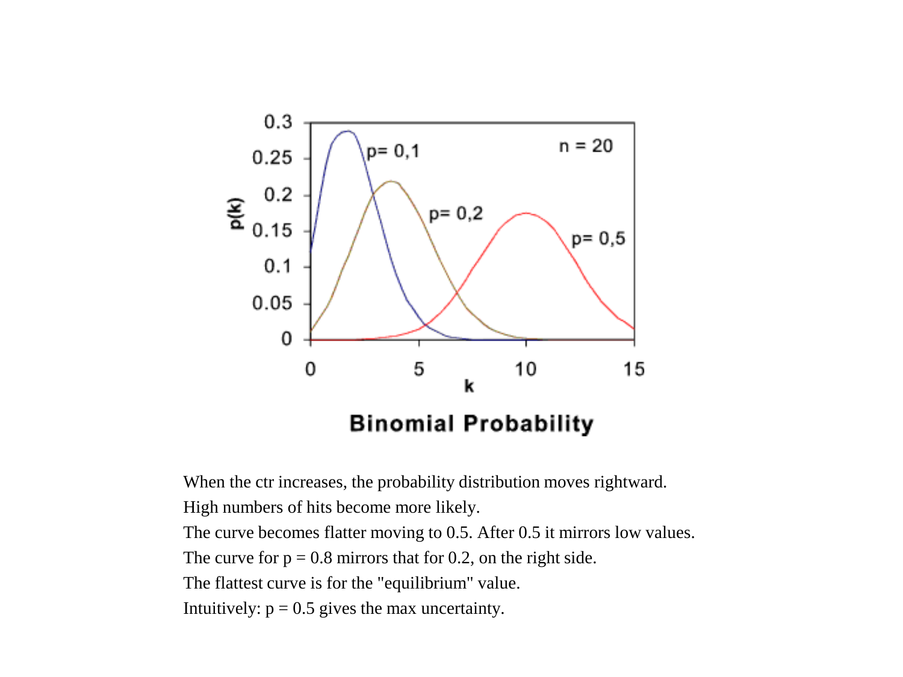**Binomial Probability**

When the ctr increases, the probability distribution moves rightward.

High numbers of hits become more likely.

The curve becomes flatter moving to 0.5. After 0.5 it mirrors low values.

The curve for $p = 0.8$ mirrors that for 0.2, on the right side.

The flattest curve is for the "equilibrium" value.

Intuitively: $p = 0.5$ gives the max uncertainty.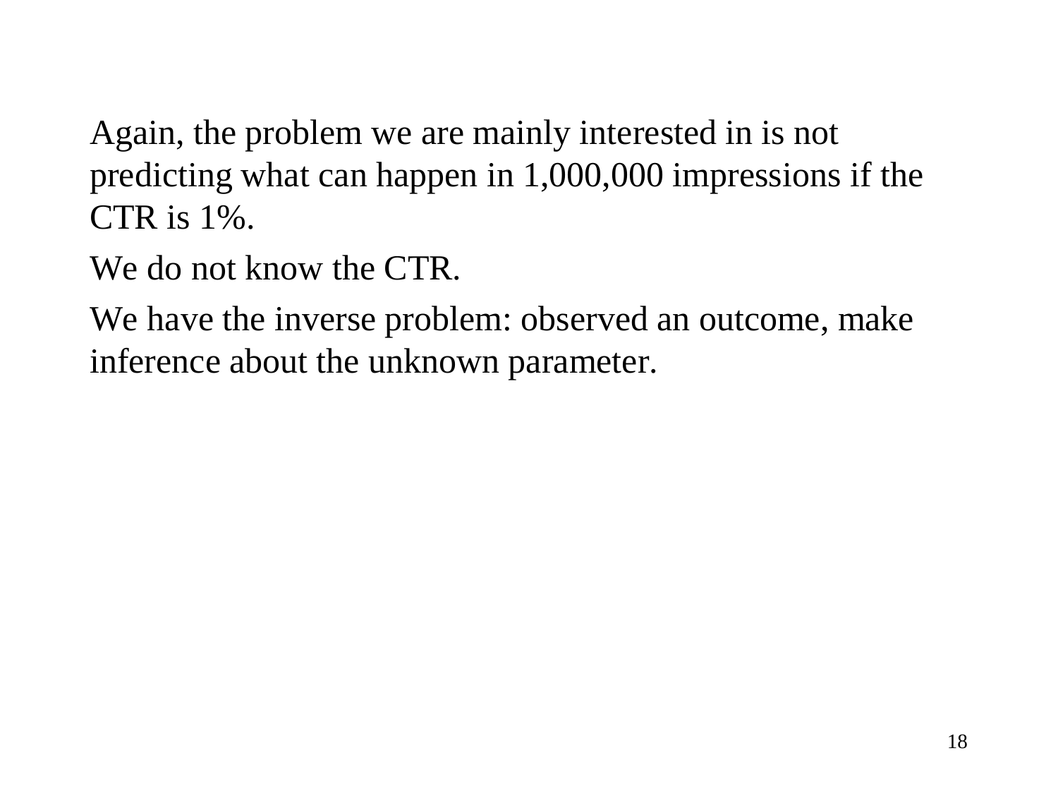Again, the problem we are mainly interested in is not predicting what can happen in 1,000,000 impressions if the CTR is 1%.

We do not know the CTR.

We have the inverse problem: observed an outcome, make inference about the unknown parameter.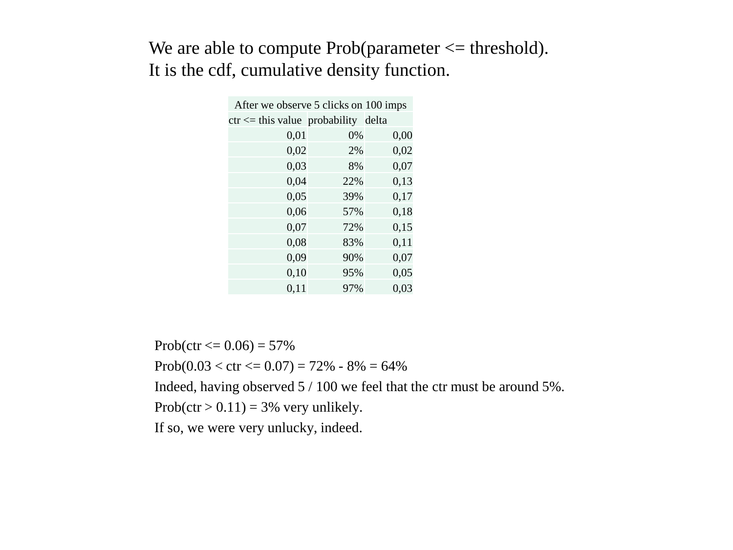We are able to compute Prob(parameter <= threshold).
It is the cdf, cumulative density function.

| After we observe 5 clicks on 100 imps | | |
|---|---|---|
| ctr <= this value | probability | delta |
| 0,01 | 0% | 0,00 |
| 0,02 | 2% | 0,02 |
| 0,03 | 8% | 0,07 |
| 0,04 | 22% | 0,13 |
| 0,05 | 39% | 0,17 |
| 0,06 | 57% | 0,18 |
| 0,07 | 72% | 0,15 |
| 0,08 | 83% | 0,11 |
| 0,09 | 90% | 0,07 |
| 0,10 | 95% | 0,05 |
| 0,11 | 97% | 0,03 |

Prob(ctr <= 0.06) = 57%

Prob(0.03 < ctr <= 0.07) = 72% - 8% = 64%

Indeed, having observed 5 / 100 we feel that the ctr must be around 5%.

Prob(ctr > 0.11) = 3% very unlikely.

If so, we were very unlucky, indeed.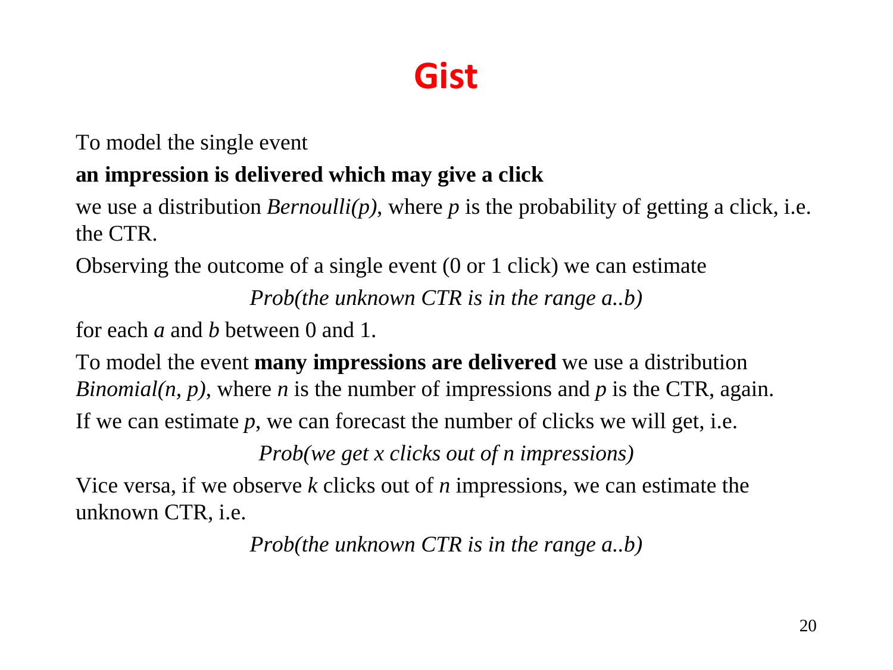# Gist

To model the single event

**an impression is delivered which may give a click**

we use a distribution *Bernoulli(p)*, where *p* is the probability of getting a click, i.e. the CTR.

Observing the outcome of a single event (0 or 1 click) we can estimate

*Prob(the unknown CTR is in the range a..b)*

for each *a* and *b* between 0 and 1.

To model the event **many impressions are delivered** we use a distribution *Binomial(n, p)*, where *n* is the number of impressions and *p* is the CTR, again.

If we can estimate *p*, we can forecast the number of clicks we will get, i.e.

*Prob(we get x clicks out of n impressions)*

Vice versa, if we observe *k* clicks out of *n* impressions, we can estimate the unknown CTR, i.e.

*Prob(the unknown CTR is in the range a..b)*